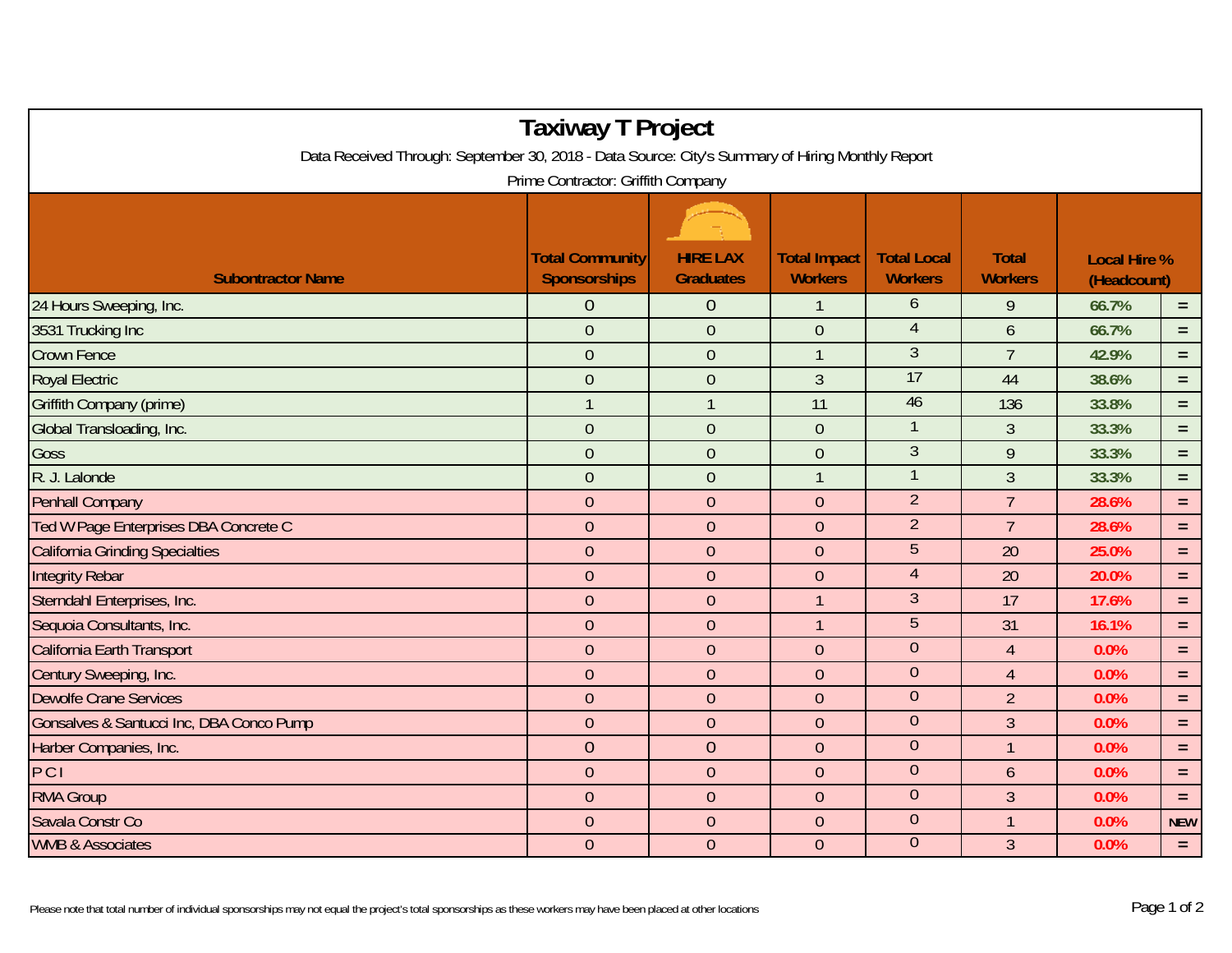# Taxiway T Project

Data Received Through: September 30, 2018 - Data Source: City's Summary of Hiring Monthly Report

Prime Contractor: Griffith Company

| Subontractor Name | Total Community Sponsorships | HIRE LAX Graduates | Total Impact Workers | Total Local Workers | Total Workers | Local Hire % (Headcount) | |
|---|---|---|---|---|---|---|---|
| 24 Hours Sweeping, Inc. | 0 | 0 | 1 | 6 | 9 | 66.7% | = |
| 3531 Trucking Inc | 0 | 0 | 0 | 4 | 6 | 66.7% | = |
| Crown Fence | 0 | 0 | 1 | 3 | 7 | 42.9% | = |
| Royal Electric | 0 | 0 | 3 | 17 | 44 | 38.6% | = |
| Griffith Company (prime) | 1 | 1 | 11 | 46 | 136 | 33.8% | = |
| Global Transloading, Inc. | 0 | 0 | 0 | 1 | 3 | 33.3% | = |
| Goss | 0 | 0 | 0 | 3 | 9 | 33.3% | = |
| R. J. Lalonde | 0 | 0 | 1 | 1 | 3 | 33.3% | = |
| Penhall Company | 0 | 0 | 0 | 2 | 7 | 28.6% | = |
| Ted W Page Enterprises DBA Concrete C | 0 | 0 | 0 | 2 | 7 | 28.6% | = |
| California Grinding Specialties | 0 | 0 | 0 | 5 | 20 | 25.0% | = |
| Integrity Rebar | 0 | 0 | 0 | 4 | 20 | 20.0% | = |
| Sterndahl Enterprises, Inc. | 0 | 0 | 1 | 3 | 17 | 17.6% | = |
| Sequoia Consultants, Inc. | 0 | 0 | 1 | 5 | 31 | 16.1% | = |
| California Earth Transport | 0 | 0 | 0 | 0 | 4 | 0.0% | = |
| Century Sweeping, Inc. | 0 | 0 | 0 | 0 | 4 | 0.0% | = |
| Dewolfe Crane Services | 0 | 0 | 0 | 0 | 2 | 0.0% | = |
| Gonsalves & Santucci Inc, DBA Conco Pump | 0 | 0 | 0 | 0 | 3 | 0.0% | = |
| Harber Companies, Inc. | 0 | 0 | 0 | 0 | 1 | 0.0% | = |
| P C I | 0 | 0 | 0 | 0 | 6 | 0.0% | = |
| RMA Group | 0 | 0 | 0 | 0 | 3 | 0.0% | = |
| Savala Constr Co | 0 | 0 | 0 | 0 | 1 | 0.0% | NEW |
| WMB & Associates | 0 | 0 | 0 | 0 | 3 | 0.0% | = |

Please note that total number of individual sponsorships may not equal the project's total sponsorships as these workers may have been placed at other locations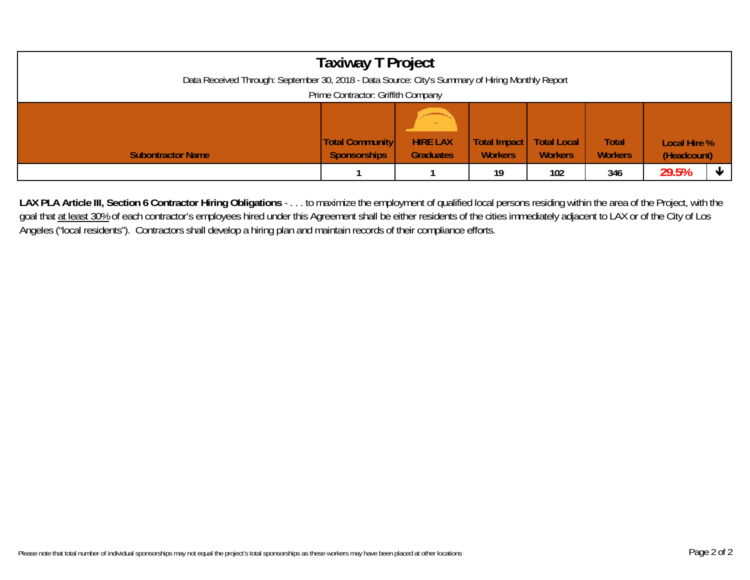# Taxiway T Project

Data Received Through: September 30, 2018 - Data Source: City's Summary of Hiring Monthly Report

Prime Contractor: Griffith Company

| Subontractor Name | Total Community Sponsorships | HIRE LAX Graduates | Total Impact Workers | Total Local Workers | Total Workers | Local Hire % (Headcount) | |
|---|---|---|---|---|---|---|---|
| | 1 | 1 | 19 | 102 | 346 | 29.5% | ↓ |

**LAX PLA Article III, Section 6 Contractor Hiring Obligations** - . . . to maximize the employment of qualified local persons residing within the area of the Project, with the goal that at least 30% of each contractor's employees hired under this Agreement shall be either residents of the cities immediately adjacent to LAX or of the City of Los Angeles ("local residents"). Contractors shall develop a hiring plan and maintain records of their compliance efforts.

Please note that total number of individual sponsorships may not equal the project's total sponsorships as these workers may have been placed at other locations